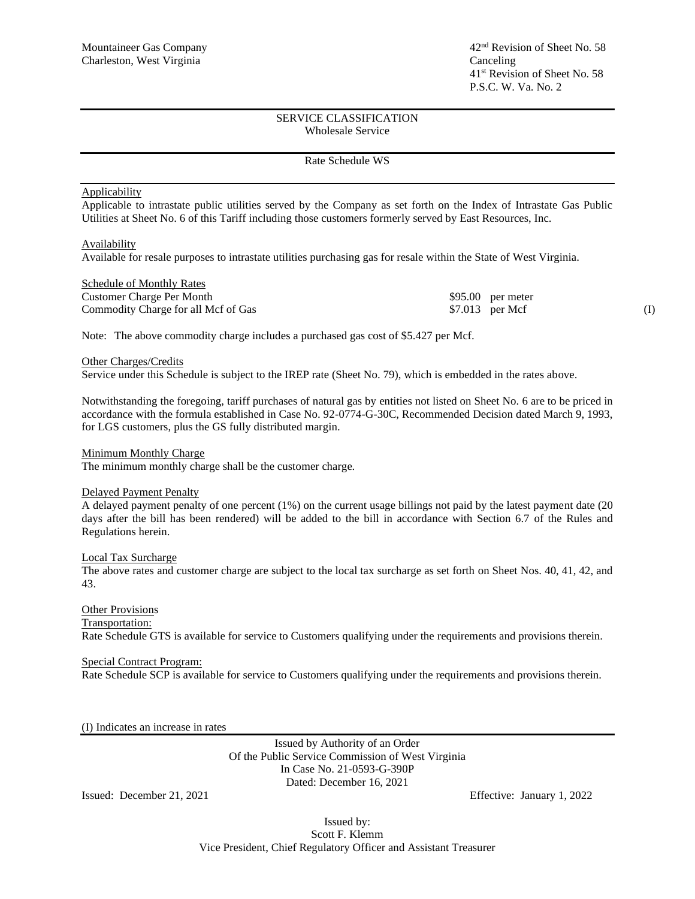Mountaineer Gas Company
Charleston, West Virginia

42nd Revision of Sheet No. 58
Canceling
41st Revision of Sheet No. 58
P.S.C. W. Va. No. 2

## SERVICE CLASSIFICATION
### Wholesale Service

### Rate Schedule WS

**Applicability**

Applicable to intrastate public utilities served by the Company as set forth on the Index of Intrastate Gas Public Utilities at Sheet No. 6 of this Tariff including those customers formerly served by East Resources, Inc.

**Availability**

Available for resale purposes to intrastate utilities purchasing gas for resale within the State of West Virginia.

**Schedule of Monthly Rates**

| | | |
|---|---|---|
| Customer Charge Per Month | \$95.00 per meter | |
| Commodity Charge for all Mcf of Gas | \$7.013 per Mcf | (I) |

Note: The above commodity charge includes a purchased gas cost of \$5.427 per Mcf.

**Other Charges/Credits**

Service under this Schedule is subject to the IREP rate (Sheet No. 79), which is embedded in the rates above.

Notwithstanding the foregoing, tariff purchases of natural gas by entities not listed on Sheet No. 6 are to be priced in accordance with the formula established in Case No. 92-0774-G-30C, Recommended Decision dated March 9, 1993, for LGS customers, plus the GS fully distributed margin.

**Minimum Monthly Charge**

The minimum monthly charge shall be the customer charge.

**Delayed Payment Penalty**

A delayed payment penalty of one percent (1%) on the current usage billings not paid by the latest payment date (20 days after the bill has been rendered) will be added to the bill in accordance with Section 6.7 of the Rules and Regulations herein.

**Local Tax Surcharge**

The above rates and customer charge are subject to the local tax surcharge as set forth on Sheet Nos. 40, 41, 42, and 43.

**Other Provisions**

Transportation:

Rate Schedule GTS is available for service to Customers qualifying under the requirements and provisions therein.

Special Contract Program:

Rate Schedule SCP is available for service to Customers qualifying under the requirements and provisions therein.

(I) Indicates an increase in rates

Issued by Authority of an Order
Of the Public Service Commission of West Virginia
In Case No. 21-0593-G-390P
Dated: December 16, 2021

Issued: December 21, 2021    Effective: January 1, 2022

Issued by:
Scott F. Klemm
Vice President, Chief Regulatory Officer and Assistant Treasurer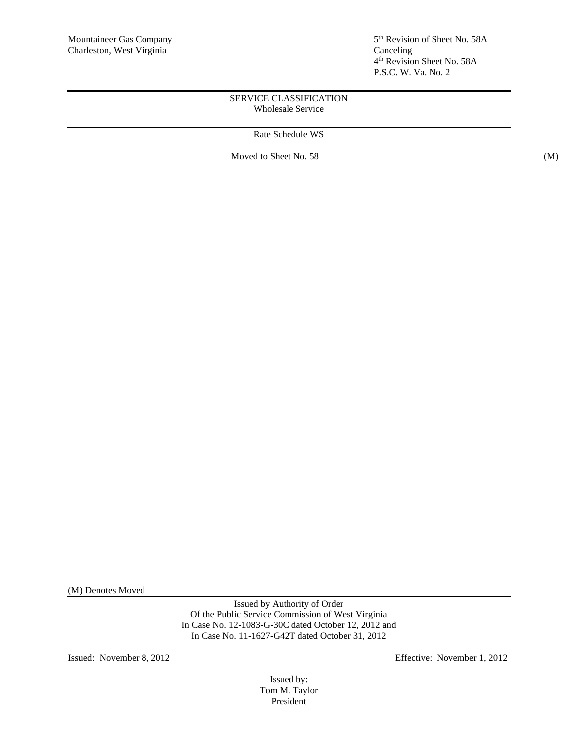Mountaineer Gas Company
Charleston, West Virginia

5th Revision of Sheet No. 58A
Canceling
4th Revision Sheet No. 58A
P.S.C. W. Va. No. 2

SERVICE CLASSIFICATION
Wholesale Service

Rate Schedule WS

Moved to Sheet No. 58 (M)

(M) Denotes Moved

Issued by Authority of Order
Of the Public Service Commission of West Virginia
In Case No. 12-1083-G-30C dated October 12, 2012 and
In Case No. 11-1627-G42T dated October 31, 2012

Issued: November 8, 2012

Effective: November 1, 2012

Issued by:
Tom M. Taylor
President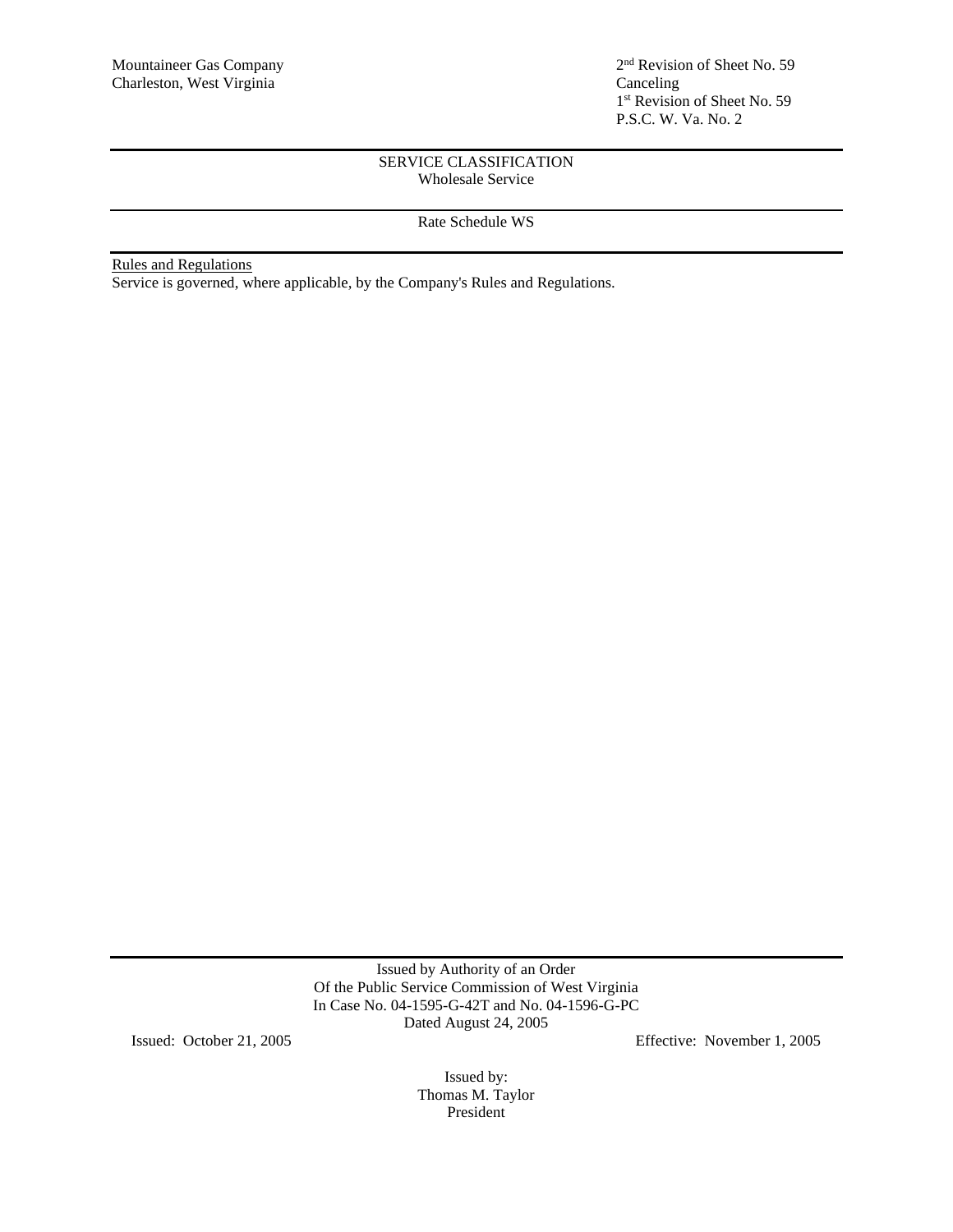Mountaineer Gas Company
Charleston, West Virginia

2nd Revision of Sheet No. 59
Canceling
1st Revision of Sheet No. 59
P.S.C. W. Va. No. 2

SERVICE CLASSIFICATION
Wholesale Service

Rate Schedule WS

Rules and Regulations

Service is governed, where applicable, by the Company's Rules and Regulations.

Issued by Authority of an Order
Of the Public Service Commission of West Virginia
In Case No. 04-1595-G-42T and No. 04-1596-G-PC
Dated August 24, 2005

Issued: October 21, 2005

Effective: November 1, 2005

Issued by:
Thomas M. Taylor
President